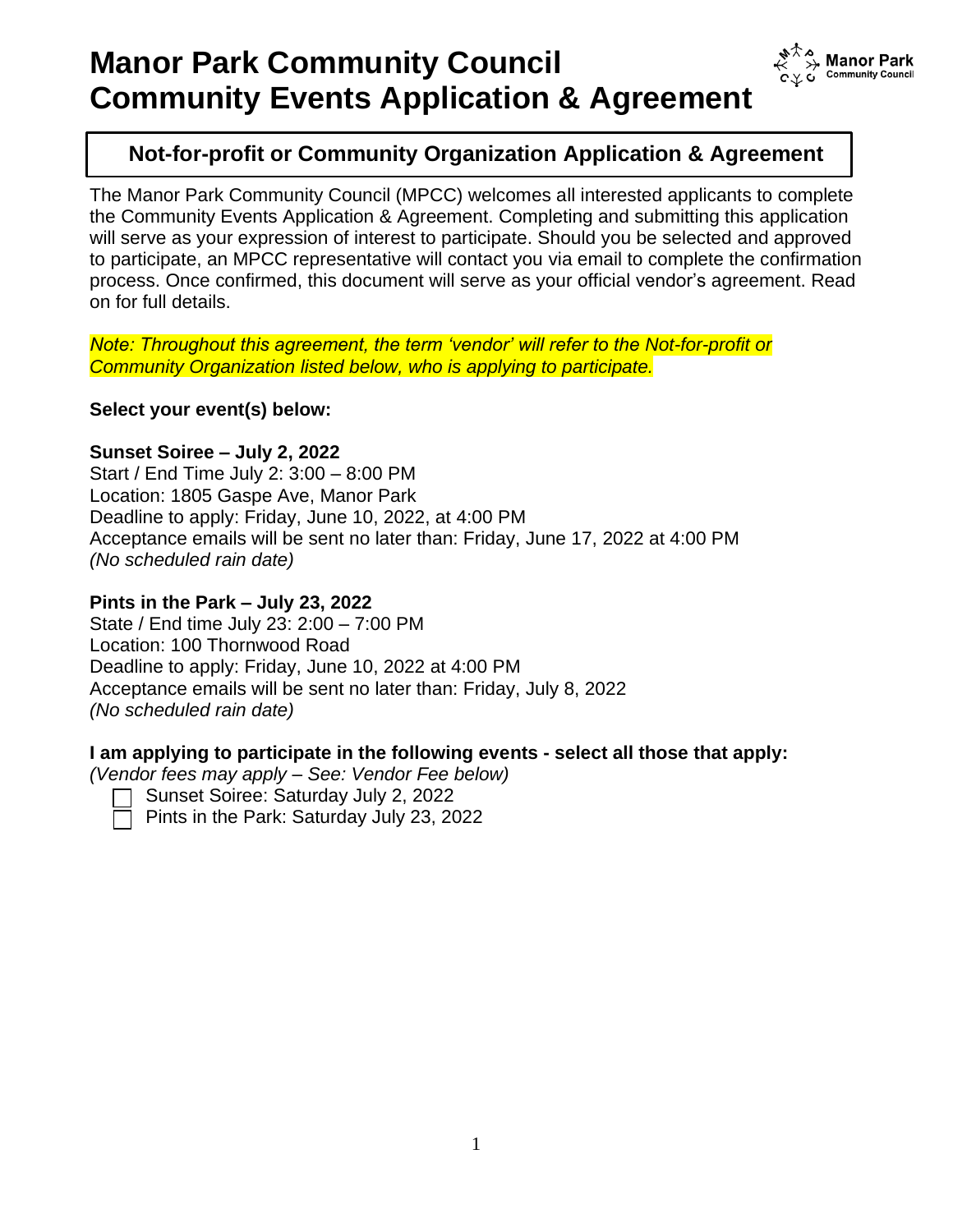# Manor Park Community Council
# Community Events Application & Agreement

## Not-for-profit or Community Organization Application & Agreement

The Manor Park Community Council (MPCC) welcomes all interested applicants to complete the Community Events Application & Agreement. Completing and submitting this application will serve as your expression of interest to participate. Should you be selected and approved to participate, an MPCC representative will contact you via email to complete the confirmation process. Once confirmed, this document will serve as your official vendor's agreement. Read on for full details.

*Note: Throughout this agreement, the term 'vendor' will refer to the Not-for-profit or Community Organization listed below, who is applying to participate.*

**Select your event(s) below:**

**Sunset Soiree – July 2, 2022**
Start / End Time July 2: 3:00 – 8:00 PM
Location: 1805 Gaspe Ave, Manor Park
Deadline to apply: Friday, June 10, 2022, at 4:00 PM
Acceptance emails will be sent no later than: Friday, June 17, 2022 at 4:00 PM
*(No scheduled rain date)*

**Pints in the Park – July 23, 2022**
State / End time July 23: 2:00 – 7:00 PM
Location: 100 Thornwood Road
Deadline to apply: Friday, June 10, 2022 at 4:00 PM
Acceptance emails will be sent no later than: Friday, July 8, 2022
*(No scheduled rain date)*

**I am applying to participate in the following events - select all those that apply:**
*(Vendor fees may apply – See: Vendor Fee below)*

- [ ] Sunset Soiree: Saturday July 2, 2022
- [ ] Pints in the Park: Saturday July 23, 2022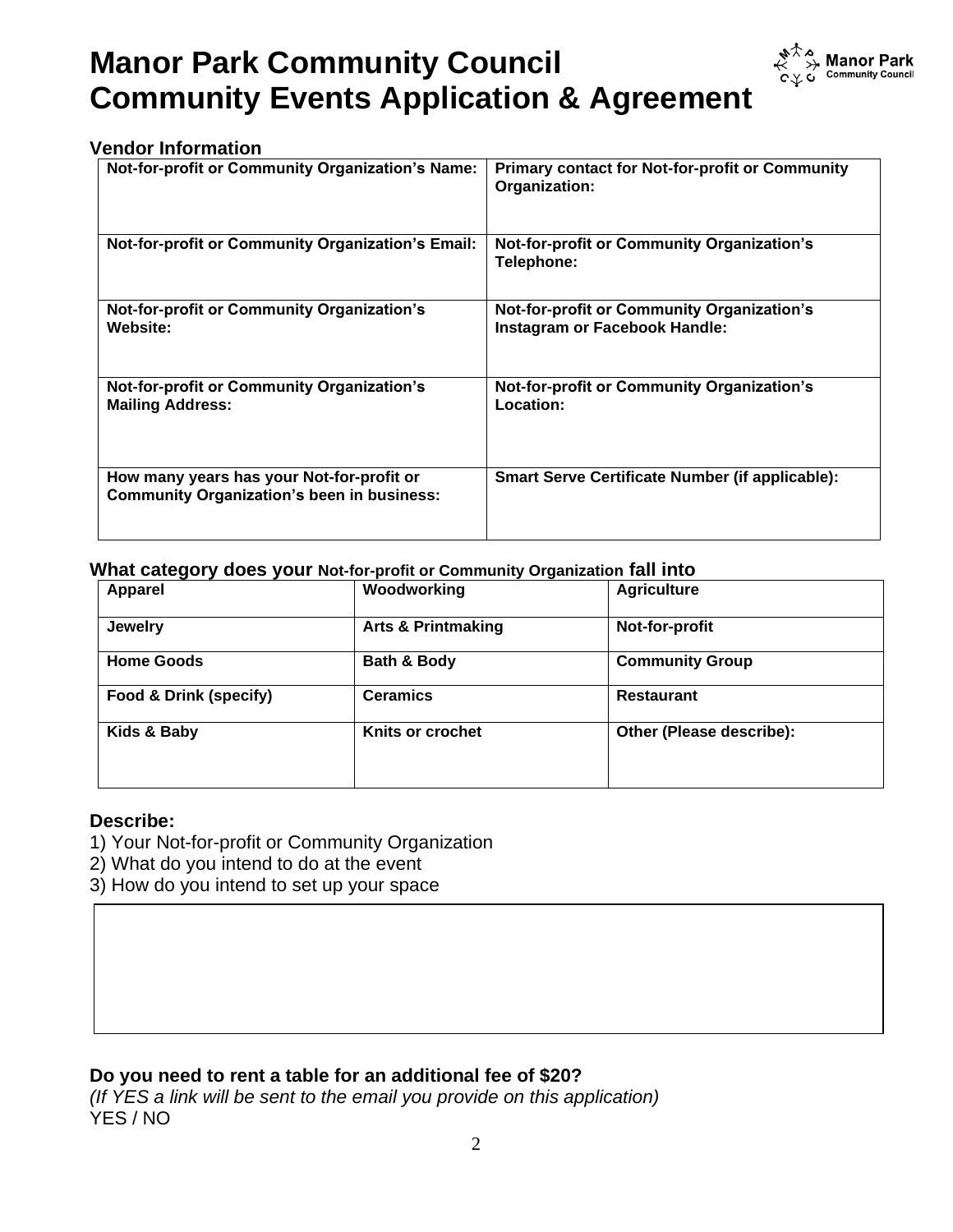# Manor Park Community Council
# Community Events Application & Agreement

### Vendor Information

| Not-for-profit or Community Organization's Name: | Primary contact for Not-for-profit or Community Organization: |
|---|---|
| **Not-for-profit or Community Organization's Email:** | **Not-for-profit or Community Organization's Telephone:** |
| **Not-for-profit or Community Organization's Website:** | **Not-for-profit or Community Organization's Instagram or Facebook Handle:** |
| **Not-for-profit or Community Organization's Mailing Address:** | **Not-for-profit or Community Organization's Location:** |
| **How many years has your Not-for-profit or Community Organization's been in business:** | **Smart Serve Certificate Number (if applicable):** |

### What category does your Not-for-profit or Community Organization fall into

| Apparel | Woodworking | Agriculture |
|---|---|---|
| **Jewelry** | **Arts & Printmaking** | **Not-for-profit** |
| **Home Goods** | **Bath & Body** | **Community Group** |
| **Food & Drink (specify)** | **Ceramics** | **Restaurant** |
| **Kids & Baby** | **Knits or crochet** | **Other (Please describe):** |

### Describe:

1) Your Not-for-profit or Community Organization
2) What do you intend to do at the event
3) How do you intend to set up your space

**Do you need to rent a table for an additional fee of $20?**

*(If YES a link will be sent to the email you provide on this application)*

YES / NO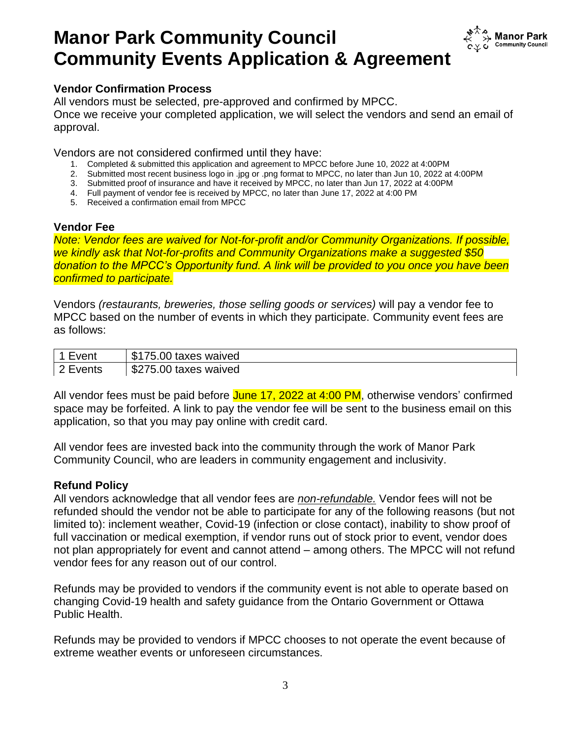# Manor Park Community Council
# Community Events Application & Agreement

### Vendor Confirmation Process

All vendors must be selected, pre-approved and confirmed by MPCC.
Once we receive your completed application, we will select the vendors and send an email of approval.

Vendors are not considered confirmed until they have:

1. Completed & submitted this application and agreement to MPCC before June 10, 2022 at 4:00PM
2. Submitted most recent business logo in .jpg or .png format to MPCC, no later than Jun 10, 2022 at 4:00PM
3. Submitted proof of insurance and have it received by MPCC, no later than Jun 17, 2022 at 4:00PM
4. Full payment of vendor fee is received by MPCC, no later than June 17, 2022 at 4:00 PM
5. Received a confirmation email from MPCC

### Vendor Fee

*Note: Vendor fees are waived for Not-for-profit and/or Community Organizations. If possible, we kindly ask that Not-for-profits and Community Organizations make a suggested $50 donation to the MPCC's Opportunity fund. A link will be provided to you once you have been confirmed to participate.*

Vendors *(restaurants, breweries, those selling goods or services)* will pay a vendor fee to MPCC based on the number of events in which they participate. Community event fees are as follows:

| | |
|---|---|
| 1 Event | $175.00 taxes waived |
| 2 Events | $275.00 taxes waived |

All vendor fees must be paid before June 17, 2022 at 4:00 PM, otherwise vendors' confirmed space may be forfeited. A link to pay the vendor fee will be sent to the business email on this application, so that you may pay online with credit card.

All vendor fees are invested back into the community through the work of Manor Park Community Council, who are leaders in community engagement and inclusivity.

### Refund Policy

All vendors acknowledge that all vendor fees are *non-refundable.* Vendor fees will not be refunded should the vendor not be able to participate for any of the following reasons (but not limited to): inclement weather, Covid-19 (infection or close contact), inability to show proof of full vaccination or medical exemption, if vendor runs out of stock prior to event, vendor does not plan appropriately for event and cannot attend – among others. The MPCC will not refund vendor fees for any reason out of our control.

Refunds may be provided to vendors if the community event is not able to operate based on changing Covid-19 health and safety guidance from the Ontario Government or Ottawa Public Health.

Refunds may be provided to vendors if MPCC chooses to not operate the event because of extreme weather events or unforeseen circumstances.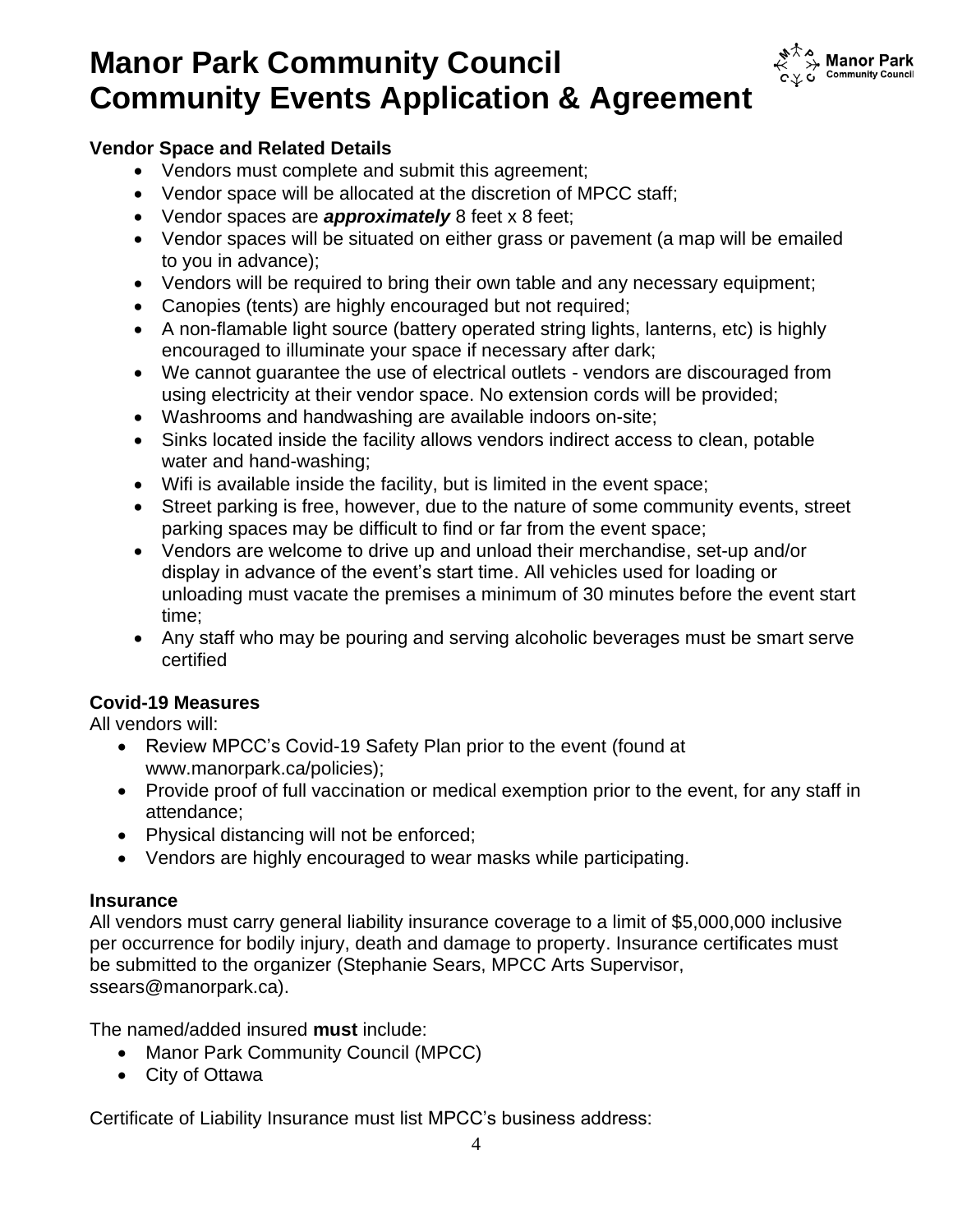# Manor Park Community Council
# Community Events Application & Agreement

### Vendor Space and Related Details

- Vendors must complete and submit this agreement;
- Vendor space will be allocated at the discretion of MPCC staff;
- Vendor spaces are ***approximately*** 8 feet x 8 feet;
- Vendor spaces will be situated on either grass or pavement (a map will be emailed to you in advance);
- Vendors will be required to bring their own table and any necessary equipment;
- Canopies (tents) are highly encouraged but not required;
- A non-flamable light source (battery operated string lights, lanterns, etc) is highly encouraged to illuminate your space if necessary after dark;
- We cannot guarantee the use of electrical outlets - vendors are discouraged from using electricity at their vendor space. No extension cords will be provided;
- Washrooms and handwashing are available indoors on-site;
- Sinks located inside the facility allows vendors indirect access to clean, potable water and hand-washing;
- Wifi is available inside the facility, but is limited in the event space;
- Street parking is free, however, due to the nature of some community events, street parking spaces may be difficult to find or far from the event space;
- Vendors are welcome to drive up and unload their merchandise, set-up and/or display in advance of the event's start time. All vehicles used for loading or unloading must vacate the premises a minimum of 30 minutes before the event start time;
- Any staff who may be pouring and serving alcoholic beverages must be smart serve certified

### Covid-19 Measures

All vendors will:

- Review MPCC's Covid-19 Safety Plan prior to the event (found at www.manorpark.ca/policies);
- Provide proof of full vaccination or medical exemption prior to the event, for any staff in attendance;
- Physical distancing will not be enforced;
- Vendors are highly encouraged to wear masks while participating.

### Insurance

All vendors must carry general liability insurance coverage to a limit of $5,000,000 inclusive per occurrence for bodily injury, death and damage to property. Insurance certificates must be submitted to the organizer (Stephanie Sears, MPCC Arts Supervisor, ssears@manorpark.ca).

The named/added insured **must** include:

- Manor Park Community Council (MPCC)
- City of Ottawa

Certificate of Liability Insurance must list MPCC's business address: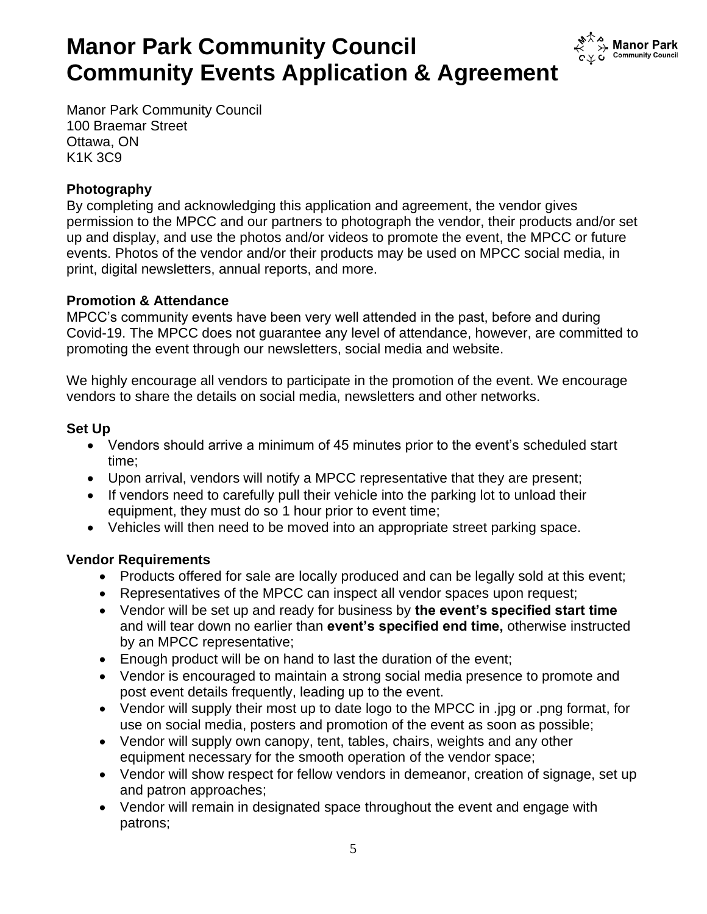# Manor Park Community Council Community Events Application & Agreement

Manor Park Community Council
100 Braemar Street
Ottawa, ON
K1K 3C9

### Photography

By completing and acknowledging this application and agreement, the vendor gives permission to the MPCC and our partners to photograph the vendor, their products and/or set up and display, and use the photos and/or videos to promote the event, the MPCC or future events. Photos of the vendor and/or their products may be used on MPCC social media, in print, digital newsletters, annual reports, and more.

### Promotion & Attendance

MPCC's community events have been very well attended in the past, before and during Covid-19. The MPCC does not guarantee any level of attendance, however, are committed to promoting the event through our newsletters, social media and website.

We highly encourage all vendors to participate in the promotion of the event. We encourage vendors to share the details on social media, newsletters and other networks.

### Set Up

- Vendors should arrive a minimum of 45 minutes prior to the event's scheduled start time;
- Upon arrival, vendors will notify a MPCC representative that they are present;
- If vendors need to carefully pull their vehicle into the parking lot to unload their equipment, they must do so 1 hour prior to event time;
- Vehicles will then need to be moved into an appropriate street parking space.

### Vendor Requirements

- Products offered for sale are locally produced and can be legally sold at this event;
- Representatives of the MPCC can inspect all vendor spaces upon request;
- Vendor will be set up and ready for business by **the event's specified start time** and will tear down no earlier than **event's specified end time,** otherwise instructed by an MPCC representative;
- Enough product will be on hand to last the duration of the event;
- Vendor is encouraged to maintain a strong social media presence to promote and post event details frequently, leading up to the event.
- Vendor will supply their most up to date logo to the MPCC in .jpg or .png format, for use on social media, posters and promotion of the event as soon as possible;
- Vendor will supply own canopy, tent, tables, chairs, weights and any other equipment necessary for the smooth operation of the vendor space;
- Vendor will show respect for fellow vendors in demeanor, creation of signage, set up and patron approaches;
- Vendor will remain in designated space throughout the event and engage with patrons;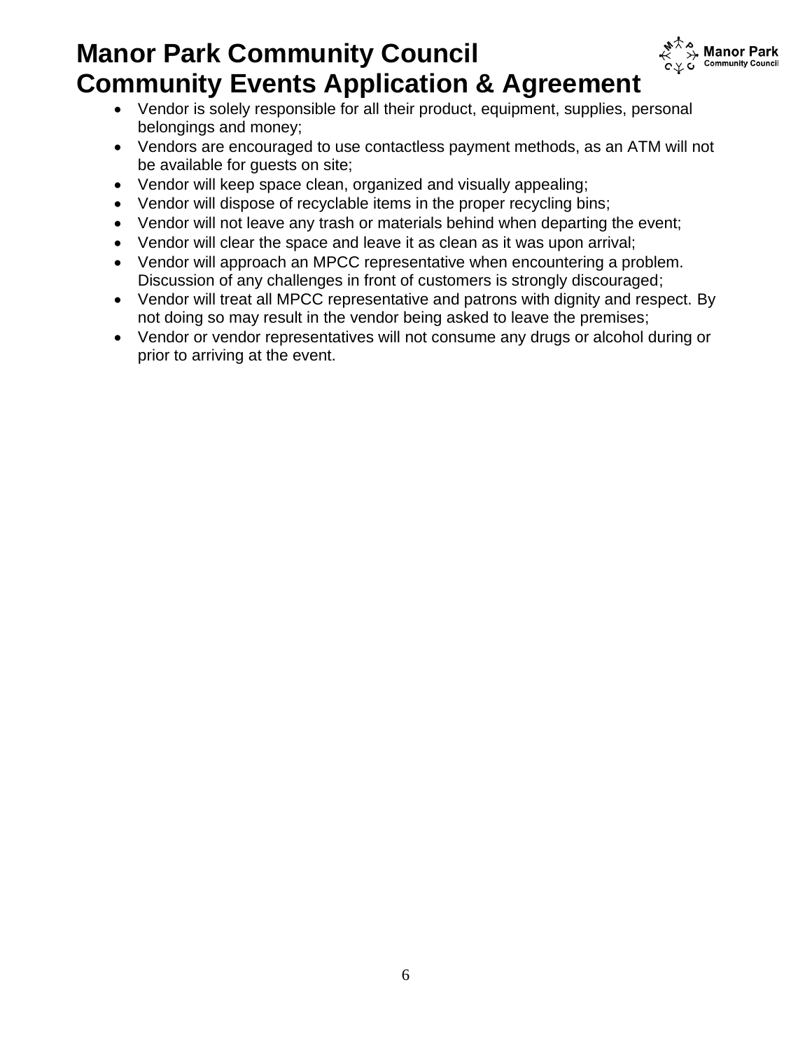- Vendor is solely responsible for all their product, equipment, supplies, personal belongings and money;
- Vendors are encouraged to use contactless payment methods, as an ATM will not be available for guests on site;
- Vendor will keep space clean, organized and visually appealing;
- Vendor will dispose of recyclable items in the proper recycling bins;
- Vendor will not leave any trash or materials behind when departing the event;
- Vendor will clear the space and leave it as clean as it was upon arrival;
- Vendor will approach an MPCC representative when encountering a problem. Discussion of any challenges in front of customers is strongly discouraged;
- Vendor will treat all MPCC representative and patrons with dignity and respect. By not doing so may result in the vendor being asked to leave the premises;
- Vendor or vendor representatives will not consume any drugs or alcohol during or prior to arriving at the event.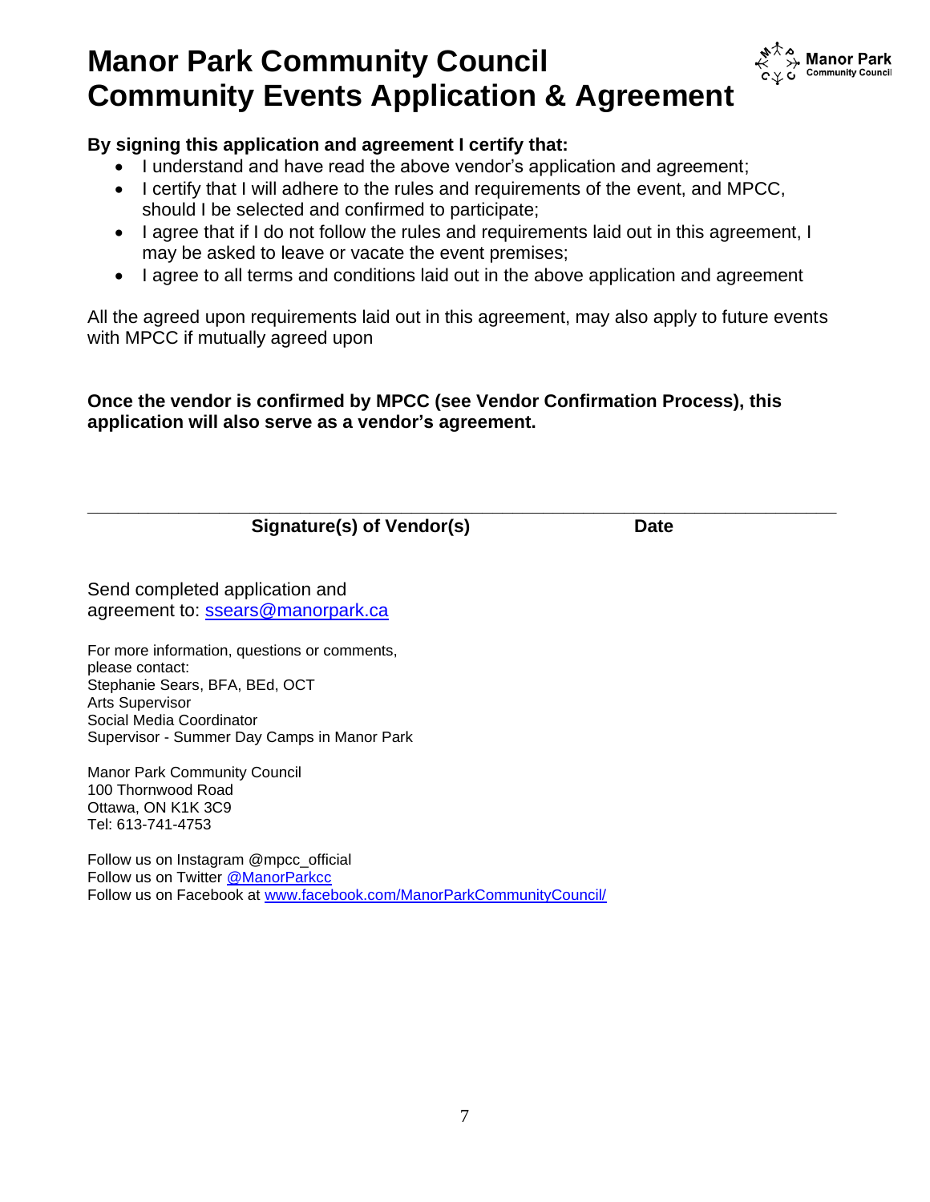# Manor Park Community Council
# Community Events Application & Agreement

**By signing this application and agreement I certify that:**

- I understand and have read the above vendor's application and agreement;
- I certify that I will adhere to the rules and requirements of the event, and MPCC, should I be selected and confirmed to participate;
- I agree that if I do not follow the rules and requirements laid out in this agreement, I may be asked to leave or vacate the event premises;
- I agree to all terms and conditions laid out in the above application and agreement

All the agreed upon requirements laid out in this agreement, may also apply to future events with MPCC if mutually agreed upon

**Once the vendor is confirmed by MPCC (see Vendor Confirmation Process), this application will also serve as a vendor's agreement.**

\_\_\_\_\_\_\_\_\_\_\_\_\_\_\_\_\_\_\_\_\_\_\_\_\_\_\_\_\_\_\_\_\_\_\_\_\_\_\_\_\_\_\_\_\_\_\_\_\_\_\_\_\_\_\_\_\_\_\_\_\_\_\_\_

**Signature(s) of Vendor(s)** **Date**

Send completed application and agreement to: ssears@manorpark.ca

For more information, questions or comments, please contact:
Stephanie Sears, BFA, BEd, OCT
Arts Supervisor
Social Media Coordinator
Supervisor - Summer Day Camps in Manor Park

Manor Park Community Council
100 Thornwood Road
Ottawa, ON K1K 3C9
Tel: 613-741-4753

Follow us on Instagram @mpcc_official
Follow us on Twitter @ManorParkcc
Follow us on Facebook at www.facebook.com/ManorParkCommunityCouncil/